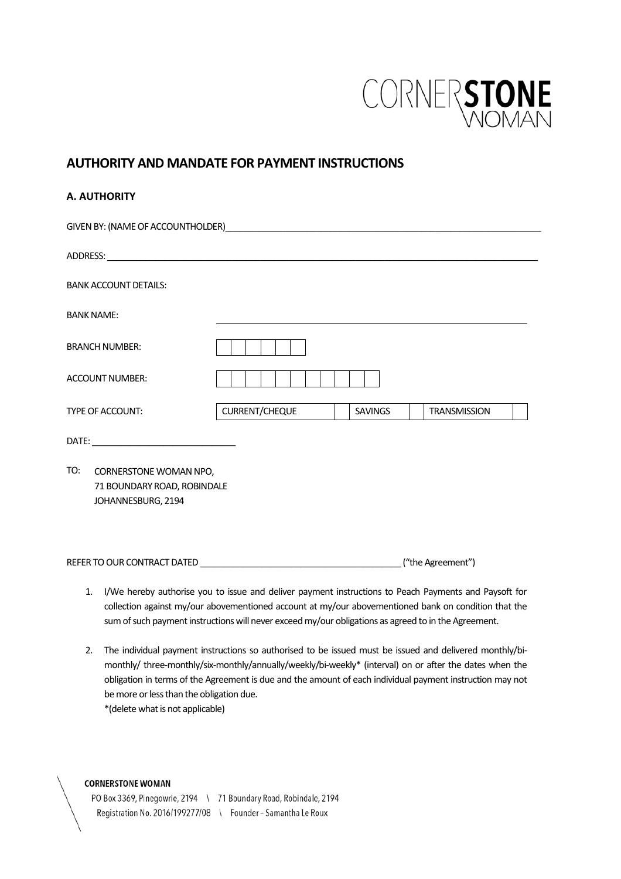CORNERSTONE WOMAN

# AUTHORITY AND MANDATE FOR PAYMENT INSTRUCTIONS

## A. AUTHORITY

GIVEN BY: (NAME OF ACCOUNTHOLDER)\_\_\_\_\_\_\_\_\_\_\_\_\_\_\_\_\_\_\_\_\_\_\_\_\_\_\_\_\_\_\_\_\_\_\_\_\_\_\_\_\_\_\_\_\_\_\_\_\_\_\_\_\_\_\_\_\_\_\_\_

ADDRESS: \_\_\_\_\_\_\_\_\_\_\_\_\_\_\_\_\_\_\_\_\_\_\_\_\_\_\_\_\_\_\_\_\_\_\_\_\_\_\_\_\_\_\_\_\_\_\_\_\_\_\_\_\_\_\_\_\_\_\_\_\_\_\_\_\_\_\_\_\_\_\_\_\_\_\_\_

BANK ACCOUNT DETAILS:

| | | | | | |
|---|---|---|---|---|---|
| BANK NAME: | \_\_\_\_\_\_\_\_\_\_\_\_\_\_\_\_\_\_\_\_\_\_\_\_\_\_\_\_\_\_\_\_\_\_\_\_\_\_\_\_ | | | | |
| BRANCH NUMBER: | [ ][ ][ ][ ][ ][ ] | | | | |
| ACCOUNT NUMBER: | [ ][ ][ ][ ][ ][ ][ ][ ][ ][ ][ ] | | | | |
| TYPE OF ACCOUNT: | CURRENT/CHEQUE | [ ] SAVINGS | [ ] | TRANSMISSION | [ ] |

DATE: \_\_\_\_\_\_\_\_\_\_\_\_\_\_\_\_\_\_\_\_\_\_\_\_\_\_

TO: CORNERSTONE WOMAN NPO,
71 BOUNDARY ROAD, ROBINDALE
JOHANNESBURG, 2194

REFER TO OUR CONTRACT DATED \_\_\_\_\_\_\_\_\_\_\_\_\_\_\_\_\_\_\_\_\_\_\_\_\_\_\_\_\_\_\_\_\_\_\_\_\_\_ ("the Agreement")

1. I/We hereby authorise you to issue and deliver payment instructions to Peach Payments and Paysoft for collection against my/our abovementioned account at my/our abovementioned bank on condition that the sum of such payment instructions will never exceed my/our obligations as agreed to in the Agreement.

2. The individual payment instructions so authorised to be issued must be issued and delivered monthly/bi-monthly/ three-monthly/six-monthly/annually/weekly/bi-weekly* (interval) on or after the dates when the obligation in terms of the Agreement is due and the amount of each individual payment instruction may not be more or less than the obligation due.
   *(delete what is not applicable)

**CORNERSTONE WOMAN**
PO Box 3369, Pinegowrie, 2194 \ 71 Boundary Road, Robindale, 2194
Registration No. 2016/199277/08 \ Founder – Samantha Le Roux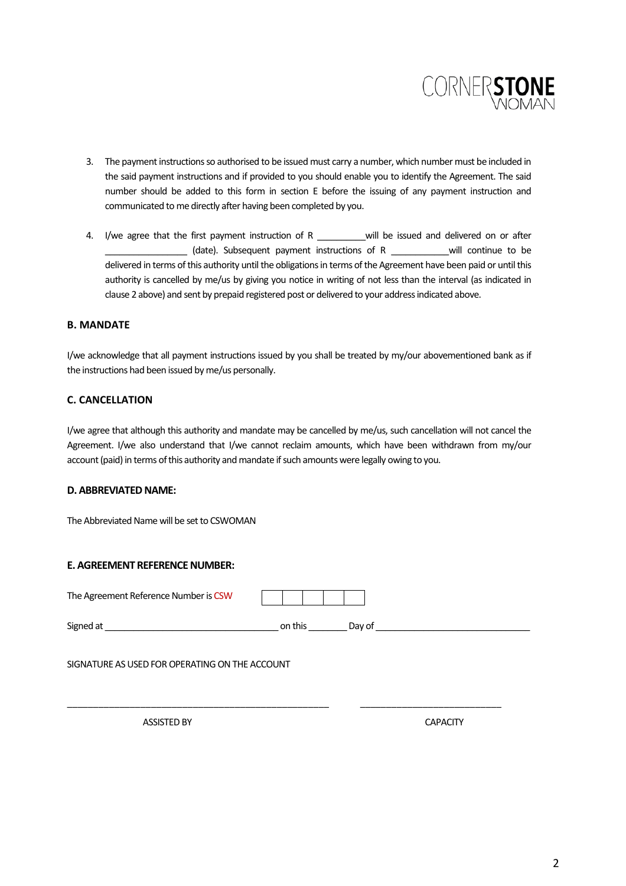3. The payment instructions so authorised to be issued must carry a number, which number must be included in the said payment instructions and if provided to you should enable you to identify the Agreement. The said number should be added to this form in section E before the issuing of any payment instruction and communicated to me directly after having been completed by you.

4. I/we agree that the first payment instruction of R __________ will be issued and delivered on or after _________________ (date). Subsequent payment instructions of R ____________ will continue to be delivered in terms of this authority until the obligations in terms of the Agreement have been paid or until this authority is cancelled by me/us by giving you notice in writing of not less than the interval (as indicated in clause 2 above) and sent by prepaid registered post or delivered to your address indicated above.

### B. MANDATE

I/we acknowledge that all payment instructions issued by you shall be treated by my/our abovementioned bank as if the instructions had been issued by me/us personally.

### C. CANCELLATION

I/we agree that although this authority and mandate may be cancelled by me/us, such cancellation will not cancel the Agreement. I/we also understand that I/we cannot reclaim amounts, which have been withdrawn from my/our account (paid) in terms of this authority and mandate if such amounts were legally owing to you.

### D. ABBREVIATED NAME:

The Abbreviated Name will be set to CSWOMAN

### E. AGREEMENT REFERENCE NUMBER:

The Agreement Reference Number is CSW | | | | | |

Signed at ___________________________________ on this ________ Day of _______________________________

SIGNATURE AS USED FOR OPERATING ON THE ACCOUNT

_______________________________________________________ _____________________________

ASSISTED BY CAPACITY